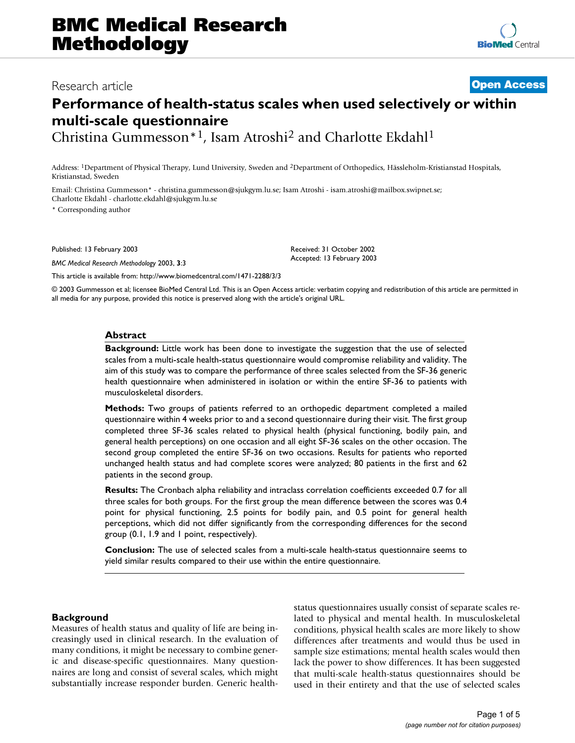# Performance of health-status scales when used selectively or within multi-scale questionnaire

Christina Gummesson*[1], Isam Atroshi[2] and Charlotte Ekdahl[1]

Address: [1]Department of Physical Therapy, Lund University, Sweden and [2]Department of Orthopedics, Hässleholm-Kristianstad Hospitals, Kristianstad, Sweden

Email: Christina Gummesson* - christina.gummesson@sjukgym.lu.se; Isam Atroshi - isam.atroshi@mailbox.swipnet.se; Charlotte Ekdahl - charlotte.ekdahl@sjukgym.lu.se

\* Corresponding author

Research article — Open Access

Published: 13 February 2003

*BMC Medical Research Methodology* 2003, **3**:3

Received: 31 October 2002
Accepted: 13 February 2003

This article is available from: http://www.biomedcentral.com/1471-2288/3/3

© 2003 Gummesson et al; licensee BioMed Central Ltd. This is an Open Access article: verbatim copying and redistribution of this article are permitted in all media for any purpose, provided this notice is preserved along with the article's original URL.

## Abstract

**Background:** Little work has been done to investigate the suggestion that the use of selected scales from a multi-scale health-status questionnaire would compromise reliability and validity. The aim of this study was to compare the performance of three scales selected from the SF-36 generic health questionnaire when administered in isolation or within the entire SF-36 to patients with musculoskeletal disorders.

**Methods:** Two groups of patients referred to an orthopedic department completed a mailed questionnaire within 4 weeks prior to and a second questionnaire during their visit. The first group completed three SF-36 scales related to physical health (physical functioning, bodily pain, and general health perceptions) on one occasion and all eight SF-36 scales on the other occasion. The second group completed the entire SF-36 on two occasions. Results for patients who reported unchanged health status and had complete scores were analyzed; 80 patients in the first and 62 patients in the second group.

**Results:** The Cronbach alpha reliability and intraclass correlation coefficients exceeded 0.7 for all three scales for both groups. For the first group the mean difference between the scores was 0.4 point for physical functioning, 2.5 points for bodily pain, and 0.5 point for general health perceptions, which did not differ significantly from the corresponding differences for the second group (0.1, 1.9 and 1 point, respectively).

**Conclusion:** The use of selected scales from a multi-scale health-status questionnaire seems to yield similar results compared to their use within the entire questionnaire.

## Background

Measures of health status and quality of life are being increasingly used in clinical research. In the evaluation of many conditions, it might be necessary to combine generic and disease-specific questionnaires. Many questionnaires are long and consist of several scales, which might substantially increase responder burden. Generic health-status questionnaires usually consist of separate scales related to physical and mental health. In musculoskeletal conditions, physical health scales are more likely to show differences after treatments and would thus be used in sample size estimations; mental health scales would then lack the power to show differences. It has been suggested that multi-scale health-status questionnaires should be used in their entirety and that the use of selected scales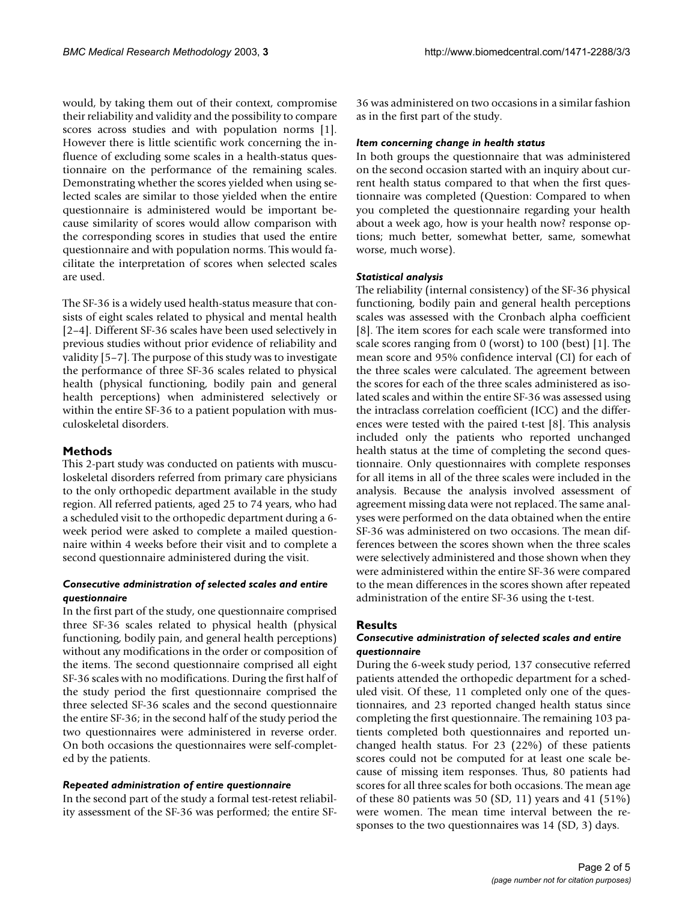would, by taking them out of their context, compromise their reliability and validity and the possibility to compare scores across studies and with population norms [1]. However there is little scientific work concerning the influence of excluding some scales in a health-status questionnaire on the performance of the remaining scales. Demonstrating whether the scores yielded when using selected scales are similar to those yielded when the entire questionnaire is administered would be important because similarity of scores would allow comparison with the corresponding scores in studies that used the entire questionnaire and with population norms. This would facilitate the interpretation of scores when selected scales are used.

The SF-36 is a widely used health-status measure that consists of eight scales related to physical and mental health [2–4]. Different SF-36 scales have been used selectively in previous studies without prior evidence of reliability and validity [5–7]. The purpose of this study was to investigate the performance of three SF-36 scales related to physical health (physical functioning, bodily pain and general health perceptions) when administered selectively or within the entire SF-36 to a patient population with musculoskeletal disorders.

## Methods

This 2-part study was conducted on patients with musculoskeletal disorders referred from primary care physicians to the only orthopedic department available in the study region. All referred patients, aged 25 to 74 years, who had a scheduled visit to the orthopedic department during a 6-week period were asked to complete a mailed questionnaire within 4 weeks before their visit and to complete a second questionnaire administered during the visit.

### *Consecutive administration of selected scales and entire questionnaire*

In the first part of the study, one questionnaire comprised three SF-36 scales related to physical health (physical functioning, bodily pain, and general health perceptions) without any modifications in the order or composition of the items. The second questionnaire comprised all eight SF-36 scales with no modifications. During the first half of the study period the first questionnaire comprised the three selected SF-36 scales and the second questionnaire the entire SF-36; in the second half of the study period the two questionnaires were administered in reverse order. On both occasions the questionnaires were self-completed by the patients.

### *Repeated administration of entire questionnaire*

In the second part of the study a formal test-retest reliability assessment of the SF-36 was performed; the entire SF-36 was administered on two occasions in a similar fashion as in the first part of the study.

### *Item concerning change in health status*

In both groups the questionnaire that was administered on the second occasion started with an inquiry about current health status compared to that when the first questionnaire was completed (Question: Compared to when you completed the questionnaire regarding your health about a week ago, how is your health now? response options; much better, somewhat better, same, somewhat worse, much worse).

### *Statistical analysis*

The reliability (internal consistency) of the SF-36 physical functioning, bodily pain and general health perceptions scales was assessed with the Cronbach alpha coefficient [8]. The item scores for each scale were transformed into scale scores ranging from 0 (worst) to 100 (best) [1]. The mean score and 95% confidence interval (CI) for each of the three scales were calculated. The agreement between the scores for each of the three scales administered as isolated scales and within the entire SF-36 was assessed using the intraclass correlation coefficient (ICC) and the differences were tested with the paired t-test [8]. This analysis included only the patients who reported unchanged health status at the time of completing the second questionnaire. Only questionnaires with complete responses for all items in all of the three scales were included in the analysis. Because the analysis involved assessment of agreement missing data were not replaced. The same analyses were performed on the data obtained when the entire SF-36 was administered on two occasions. The mean differences between the scores shown when the three scales were selectively administered and those shown when they were administered within the entire SF-36 were compared to the mean differences in the scores shown after repeated administration of the entire SF-36 using the t-test.

## Results

### *Consecutive administration of selected scales and entire questionnaire*

During the 6-week study period, 137 consecutive referred patients attended the orthopedic department for a scheduled visit. Of these, 11 completed only one of the questionnaires, and 23 reported changed health status since completing the first questionnaire. The remaining 103 patients completed both questionnaires and reported unchanged health status. For 23 (22%) of these patients scores could not be computed for at least one scale because of missing item responses. Thus, 80 patients had scores for all three scales for both occasions. The mean age of these 80 patients was 50 (SD, 11) years and 41 (51%) were women. The mean time interval between the responses to the two questionnaires was 14 (SD, 3) days.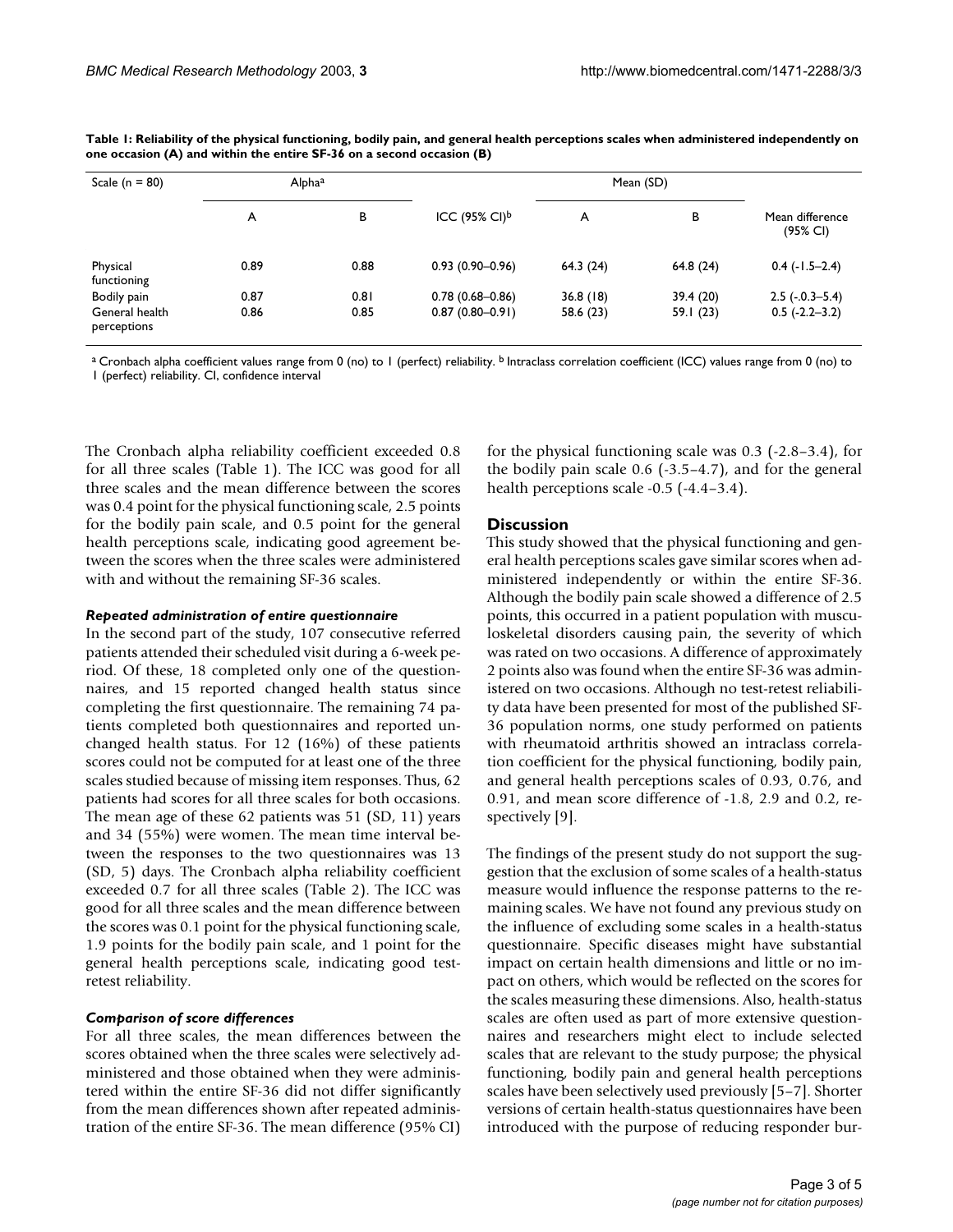**Table 1: Reliability of the physical functioning, bodily pain, and general health perceptions scales when administered independently on one occasion (A) and within the entire SF-36 on a second occasion (B)**

| Scale (n = 80) | Alpha[a] | | ICC (95% CI)[b] | Mean (SD) | | Mean difference (95% CI) |
|---|---|---|---|---|---|---|
| | A | B | | A | B | |
| Physical functioning | 0.89 | 0.88 | 0.93 (0.90–0.96) | 64.3 (24) | 64.8 (24) | 0.4 (-1.5–2.4) |
| Bodily pain | 0.87 | 0.81 | 0.78 (0.68–0.86) | 36.8 (18) | 39.4 (20) | 2.5 (-.0.3–5.4) |
| General health perceptions | 0.86 | 0.85 | 0.87 (0.80–0.91) | 58.6 (23) | 59.1 (23) | 0.5 (-2.2–3.2) |

[a] Cronbach alpha coefficient values range from 0 (no) to 1 (perfect) reliability. [b] Intraclass correlation coefficient (ICC) values range from 0 (no) to 1 (perfect) reliability. CI, confidence interval

The Cronbach alpha reliability coefficient exceeded 0.8 for all three scales (Table 1). The ICC was good for all three scales and the mean difference between the scores was 0.4 point for the physical functioning scale, 2.5 points for the bodily pain scale, and 0.5 point for the general health perceptions scale, indicating good agreement between the scores when the three scales were administered with and without the remaining SF-36 scales.

### *Repeated administration of entire questionnaire*

In the second part of the study, 107 consecutive referred patients attended their scheduled visit during a 6-week period. Of these, 18 completed only one of the questionnaires, and 15 reported changed health status since completing the first questionnaire. The remaining 74 patients completed both questionnaires and reported unchanged health status. For 12 (16%) of these patients scores could not be computed for at least one of the three scales studied because of missing item responses. Thus, 62 patients had scores for all three scales for both occasions. The mean age of these 62 patients was 51 (SD, 11) years and 34 (55%) were women. The mean time interval between the responses to the two questionnaires was 13 (SD, 5) days. The Cronbach alpha reliability coefficient exceeded 0.7 for all three scales (Table 2). The ICC was good for all three scales and the mean difference between the scores was 0.1 point for the physical functioning scale, 1.9 points for the bodily pain scale, and 1 point for the general health perceptions scale, indicating good test-retest reliability.

### *Comparison of score differences*

For all three scales, the mean differences between the scores obtained when the three scales were selectively administered and those obtained when they were administered within the entire SF-36 did not differ significantly from the mean differences shown after repeated administration of the entire SF-36. The mean difference (95% CI) for the physical functioning scale was 0.3 (-2.8–3.4), for the bodily pain scale 0.6 (-3.5–4.7), and for the general health perceptions scale -0.5 (-4.4–3.4).

## Discussion

This study showed that the physical functioning and general health perceptions scales gave similar scores when administered independently or within the entire SF-36. Although the bodily pain scale showed a difference of 2.5 points, this occurred in a patient population with musculoskeletal disorders causing pain, the severity of which was rated on two occasions. A difference of approximately 2 points also was found when the entire SF-36 was administered on two occasions. Although no test-retest reliability data have been presented for most of the published SF-36 population norms, one study performed on patients with rheumatoid arthritis showed an intraclass correlation coefficient for the physical functioning, bodily pain, and general health perceptions scales of 0.93, 0.76, and 0.91, and mean score difference of -1.8, 2.9 and 0.2, respectively [9].

The findings of the present study do not support the suggestion that the exclusion of some scales of a health-status measure would influence the response patterns to the remaining scales. We have not found any previous study on the influence of excluding some scales in a health-status questionnaire. Specific diseases might have substantial impact on certain health dimensions and little or no impact on others, which would be reflected on the scores for the scales measuring these dimensions. Also, health-status scales are often used as part of more extensive questionnaires and researchers might elect to include selected scales that are relevant to the study purpose; the physical functioning, bodily pain and general health perceptions scales have been selectively used previously [5–7]. Shorter versions of certain health-status questionnaires have been introduced with the purpose of reducing responder bur-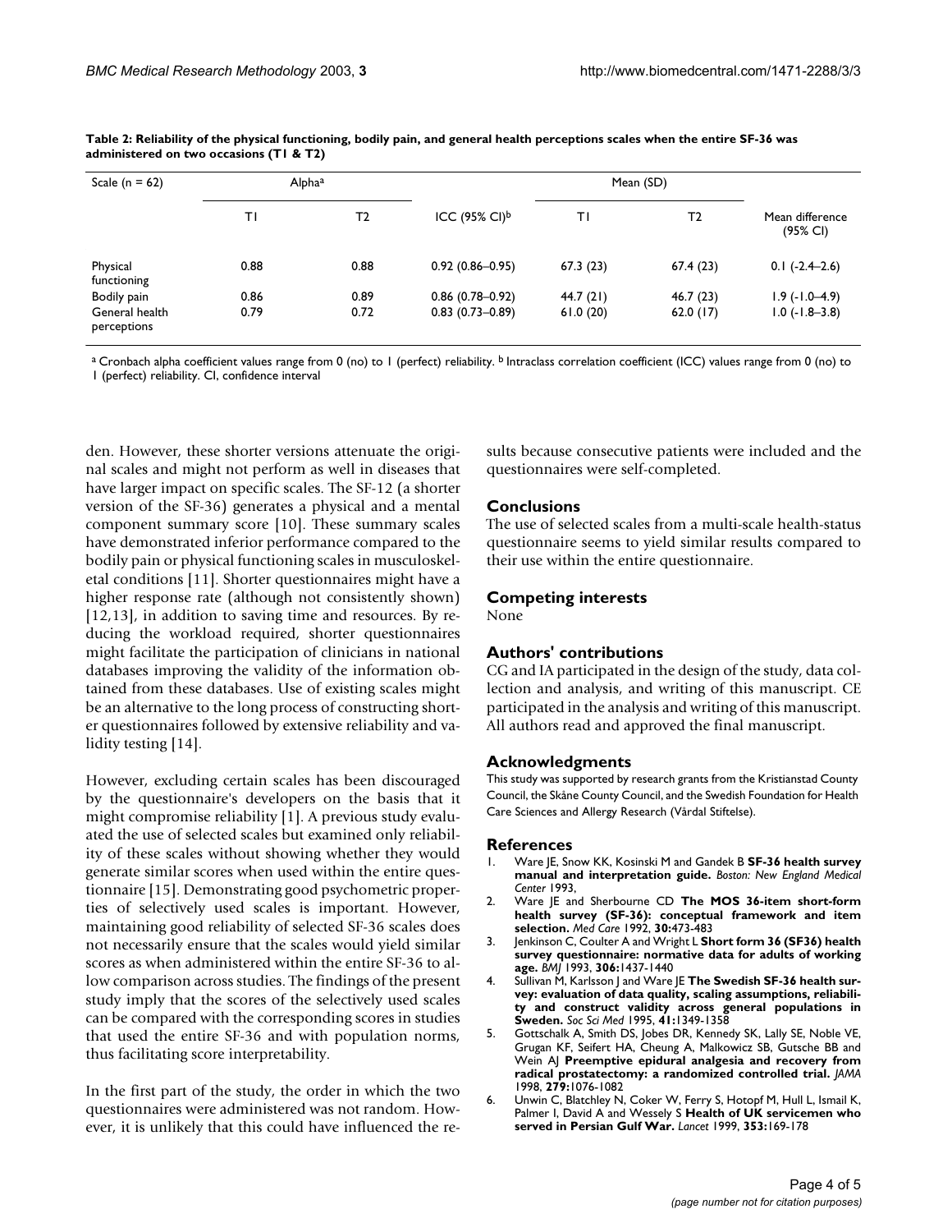**Table 2: Reliability of the physical functioning, bodily pain, and general health perceptions scales when the entire SF-36 was administered on two occasions (T1 & T2)**

| Scale (n = 62) | Alpha[a] | | ICC (95% CI)[b] | Mean (SD) | | Mean difference (95% CI) |
|---|---|---|---|---|---|---|
| | T1 | T2 | | T1 | T2 | |
| Physical functioning | 0.88 | 0.88 | 0.92 (0.86–0.95) | 67.3 (23) | 67.4 (23) | 0.1 (-2.4–2.6) |
| Bodily pain | 0.86 | 0.89 | 0.86 (0.78–0.92) | 44.7 (21) | 46.7 (23) | 1.9 (-1.0–4.9) |
| General health perceptions | 0.79 | 0.72 | 0.83 (0.73–0.89) | 61.0 (20) | 62.0 (17) | 1.0 (-1.8–3.8) |

[a] Cronbach alpha coefficient values range from 0 (no) to 1 (perfect) reliability. [b] Intraclass correlation coefficient (ICC) values range from 0 (no) to 1 (perfect) reliability. CI, confidence interval

den. However, these shorter versions attenuate the original scales and might not perform as well in diseases that have larger impact on specific scales. The SF-12 (a shorter version of the SF-36) generates a physical and a mental component summary score [10]. These summary scales have demonstrated inferior performance compared to the bodily pain or physical functioning scales in musculoskeletal conditions [11]. Shorter questionnaires might have a higher response rate (although not consistently shown) [12,13], in addition to saving time and resources. By reducing the workload required, shorter questionnaires might facilitate the participation of clinicians in national databases improving the validity of the information obtained from these databases. Use of existing scales might be an alternative to the long process of constructing shorter questionnaires followed by extensive reliability and validity testing [14].

However, excluding certain scales has been discouraged by the questionnaire's developers on the basis that it might compromise reliability [1]. A previous study evaluated the use of selected scales but examined only reliability of these scales without showing whether they would generate similar scores when used within the entire questionnaire [15]. Demonstrating good psychometric properties of selectively used scales is important. However, maintaining good reliability of selected SF-36 scales does not necessarily ensure that the scales would yield similar scores as when administered within the entire SF-36 to allow comparison across studies. The findings of the present study imply that the scores of the selectively used scales can be compared with the corresponding scores in studies that used the entire SF-36 and with population norms, thus facilitating score interpretability.

In the first part of the study, the order in which the two questionnaires were administered was not random. However, it is unlikely that this could have influenced the results because consecutive patients were included and the questionnaires were self-completed.

## Conclusions

The use of selected scales from a multi-scale health-status questionnaire seems to yield similar results compared to their use within the entire questionnaire.

## Competing interests

None

## Authors' contributions

CG and IA participated in the design of the study, data collection and analysis, and writing of this manuscript. CE participated in the analysis and writing of this manuscript. All authors read and approved the final manuscript.

## Acknowledgments

This study was supported by research grants from the Kristianstad County Council, the Skåne County Council, and the Swedish Foundation for Health Care Sciences and Allergy Research (Vårdal Stiftelse).

## References

1. Ware JE, Snow KK, Kosinski M and Gandek B **SF-36 health survey manual and interpretation guide.** *Boston: New England Medical Center* 1993,
2. Ware JE and Sherbourne CD **The MOS 36-item short-form health survey (SF-36): conceptual framework and item selection.** *Med Care* 1992, **30:**473-483
3. Jenkinson C, Coulter A and Wright L **Short form 36 (SF36) health survey questionnaire: normative data for adults of working age.** *BMJ* 1993, **306:**1437-1440
4. Sullivan M, Karlsson J and Ware JE **The Swedish SF-36 health survey: evaluation of data quality, scaling assumptions, reliability and construct validity across general populations in Sweden.** *Soc Sci Med* 1995, **41:**1349-1358
5. Gottschalk A, Smith DS, Jobes DR, Kennedy SK, Lally SE, Noble VE, Grugan KF, Seifert HA, Cheung A, Malkowicz SB, Gutsche BB and Wein AJ **Preemptive epidural analgesia and recovery from radical prostatectomy: a randomized controlled trial.** *JAMA* 1998, **279:**1076-1082
6. Unwin C, Blatchley N, Coker W, Ferry S, Hotopf M, Hull L, Ismail K, Palmer I, David A and Wessely S **Health of UK servicemen who served in Persian Gulf War.** *Lancet* 1999, **353:**169-178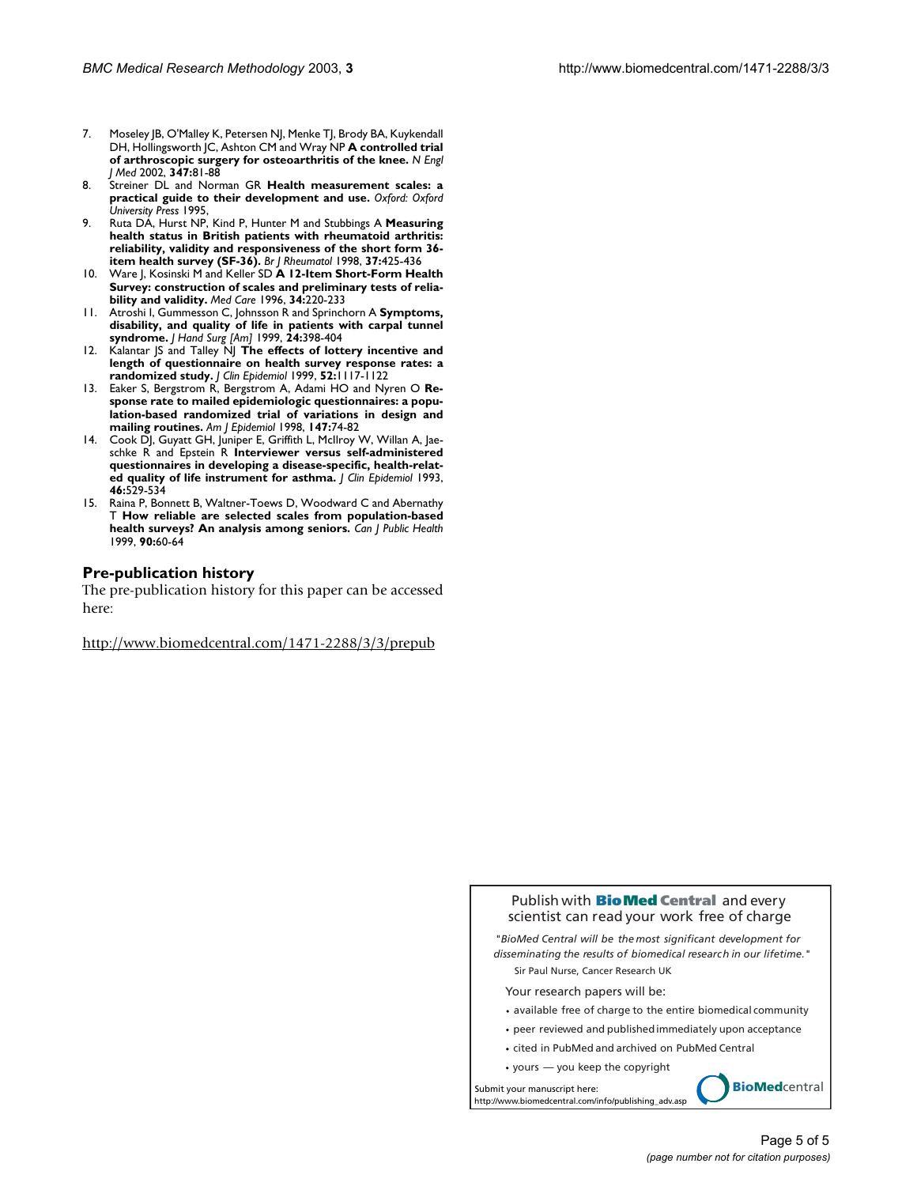7. Moseley JB, O'Malley K, Petersen NJ, Menke TJ, Brody BA, Kuykendall DH, Hollingsworth JC, Ashton CM and Wray NP **A controlled trial of arthroscopic surgery for osteoarthritis of the knee.** *N Engl J Med* 2002, **347:**81-88
8. Streiner DL and Norman GR **Health measurement scales: a practical guide to their development and use.** *Oxford: Oxford University Press* 1995,
9. Ruta DA, Hurst NP, Kind P, Hunter M and Stubbings A **Measuring health status in British patients with rheumatoid arthritis: reliability, validity and responsiveness of the short form 36-item health survey (SF-36).** *Br J Rheumatol* 1998, **37:**425-436
10. Ware J, Kosinski M and Keller SD **A 12-Item Short-Form Health Survey: construction of scales and preliminary tests of reliability and validity.** *Med Care* 1996, **34:**220-233
11. Atroshi I, Gummesson C, Johnsson R and Sprinchorn A **Symptoms, disability, and quality of life in patients with carpal tunnel syndrome.** *J Hand Surg [Am]* 1999, **24:**398-404
12. Kalantar JS and Talley NJ **The effects of lottery incentive and length of questionnaire on health survey response rates: a randomized study.** *J Clin Epidemiol* 1999, **52:**1117-1122
13. Eaker S, Bergstrom R, Bergstrom A, Adami HO and Nyren O **Response rate to mailed epidemiologic questionnaires: a population-based randomized trial of variations in design and mailing routines.** *Am J Epidemiol* 1998, **147:**74-82
14. Cook DJ, Guyatt GH, Juniper E, Griffith L, McIlroy W, Willan A, Jaeschke R and Epstein R **Interviewer versus self-administered questionnaires in developing a disease-specific, health-related quality of life instrument for asthma.** *J Clin Epidemiol* 1993, **46:**529-534
15. Raina P, Bonnett B, Waltner-Toews D, Woodward C and Abernathy T **How reliable are selected scales from population-based health surveys? An analysis among seniors.** *Can J Public Health* 1999, **90:**60-64

## Pre-publication history

The pre-publication history for this paper can be accessed here:

http://www.biomedcentral.com/1471-2288/3/3/prepub

Publish with **BioMed Central** and every scientist can read your work free of charge

*"BioMed Central will be the most significant development for disseminating the results of biomedical research in our lifetime."*

Sir Paul Nurse, Cancer Research UK

Your research papers will be:

- available free of charge to the entire biomedical community
- peer reviewed and published immediately upon acceptance
- cited in PubMed and archived on PubMed Central
- yours — you keep the copyright

Submit your manuscript here:
http://www.biomedcentral.com/info/publishing_adv.asp

**BioMed**central